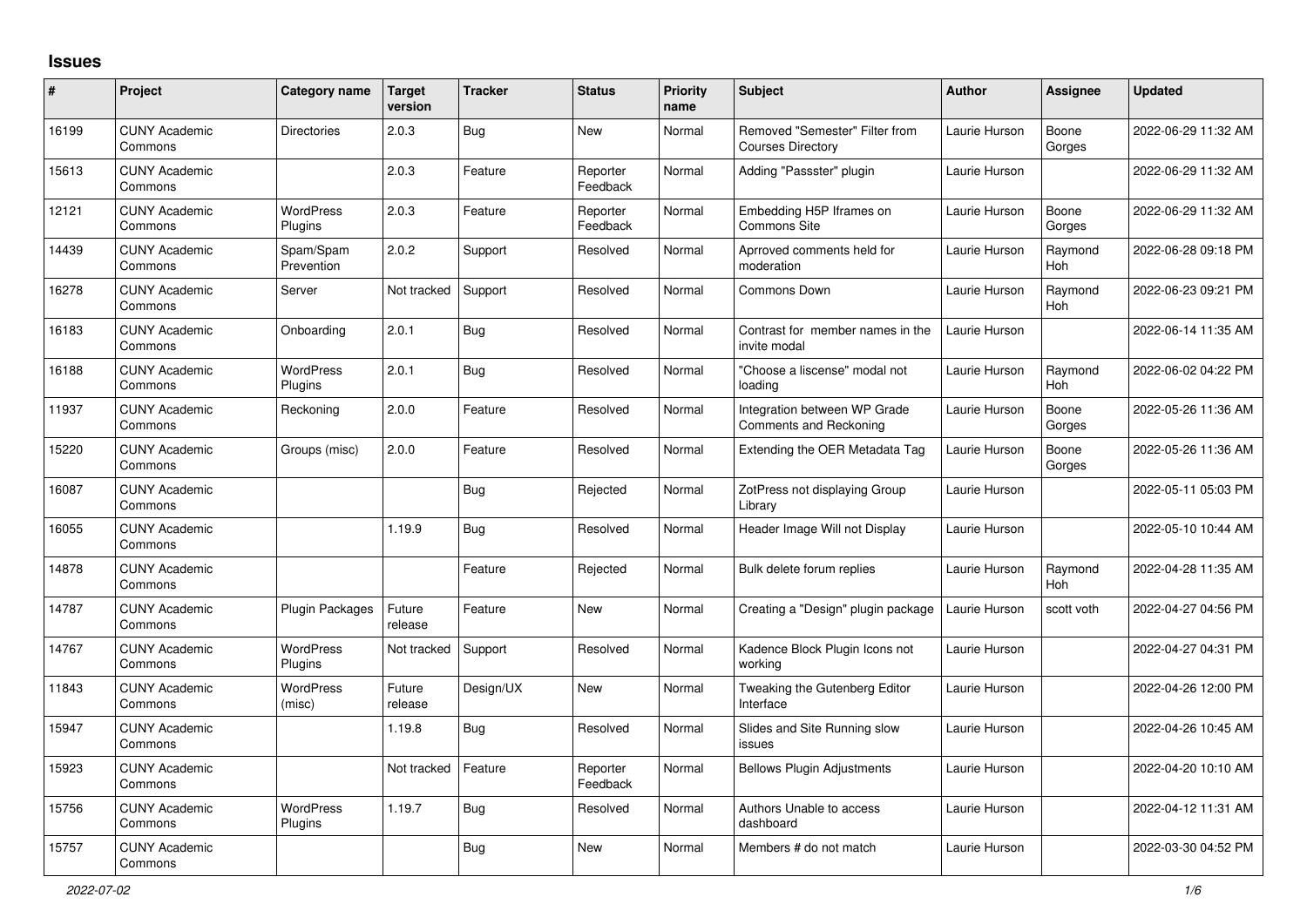## Issues

| # | Project | Category name | Target version | Tracker | Status | Priority name | Subject | Author | Assignee | Updated |
|---|---|---|---|---|---|---|---|---|---|---|
| 16199 | CUNY Academic Commons | Directories | 2.0.3 | Bug | New | Normal | Removed "Semester" Filter from Courses Directory | Laurie Hurson | Boone Gorges | 2022-06-29 11:32 AM |
| 15613 | CUNY Academic Commons | | 2.0.3 | Feature | Reporter Feedback | Normal | Adding "Passster" plugin | Laurie Hurson | | 2022-06-29 11:32 AM |
| 12121 | CUNY Academic Commons | WordPress Plugins | 2.0.3 | Feature | Reporter Feedback | Normal | Embedding H5P Iframes on Commons Site | Laurie Hurson | Boone Gorges | 2022-06-29 11:32 AM |
| 14439 | CUNY Academic Commons | Spam/Spam Prevention | 2.0.2 | Support | Resolved | Normal | Aprroved comments held for moderation | Laurie Hurson | Raymond Hoh | 2022-06-28 09:18 PM |
| 16278 | CUNY Academic Commons | Server | Not tracked | Support | Resolved | Normal | Commons Down | Laurie Hurson | Raymond Hoh | 2022-06-23 09:21 PM |
| 16183 | CUNY Academic Commons | Onboarding | 2.0.1 | Bug | Resolved | Normal | Contrast for member names in the invite modal | Laurie Hurson | | 2022-06-14 11:35 AM |
| 16188 | CUNY Academic Commons | WordPress Plugins | 2.0.1 | Bug | Resolved | Normal | "Choose a liscense" modal not loading | Laurie Hurson | Raymond Hoh | 2022-06-02 04:22 PM |
| 11937 | CUNY Academic Commons | Reckoning | 2.0.0 | Feature | Resolved | Normal | Integration between WP Grade Comments and Reckoning | Laurie Hurson | Boone Gorges | 2022-05-26 11:36 AM |
| 15220 | CUNY Academic Commons | Groups (misc) | 2.0.0 | Feature | Resolved | Normal | Extending the OER Metadata Tag | Laurie Hurson | Boone Gorges | 2022-05-26 11:36 AM |
| 16087 | CUNY Academic Commons | | | Bug | Rejected | Normal | ZotPress not displaying Group Library | Laurie Hurson | | 2022-05-11 05:03 PM |
| 16055 | CUNY Academic Commons | | 1.19.9 | Bug | Resolved | Normal | Header Image Will not Display | Laurie Hurson | | 2022-05-10 10:44 AM |
| 14878 | CUNY Academic Commons | | | Feature | Rejected | Normal | Bulk delete forum replies | Laurie Hurson | Raymond Hoh | 2022-04-28 11:35 AM |
| 14787 | CUNY Academic Commons | Plugin Packages | Future release | Feature | New | Normal | Creating a "Design" plugin package | Laurie Hurson | scott voth | 2022-04-27 04:56 PM |
| 14767 | CUNY Academic Commons | WordPress Plugins | Not tracked | Support | Resolved | Normal | Kadence Block Plugin Icons not working | Laurie Hurson | | 2022-04-27 04:31 PM |
| 11843 | CUNY Academic Commons | WordPress (misc) | Future release | Design/UX | New | Normal | Tweaking the Gutenberg Editor Interface | Laurie Hurson | | 2022-04-26 12:00 PM |
| 15947 | CUNY Academic Commons | | 1.19.8 | Bug | Resolved | Normal | Slides and Site Running slow issues | Laurie Hurson | | 2022-04-26 10:45 AM |
| 15923 | CUNY Academic Commons | | Not tracked | Feature | Reporter Feedback | Normal | Bellows Plugin Adjustments | Laurie Hurson | | 2022-04-20 10:10 AM |
| 15756 | CUNY Academic Commons | WordPress Plugins | 1.19.7 | Bug | Resolved | Normal | Authors Unable to access dashboard | Laurie Hurson | | 2022-04-12 11:31 AM |
| 15757 | CUNY Academic Commons | | | Bug | New | Normal | Members # do not match | Laurie Hurson | | 2022-03-30 04:52 PM |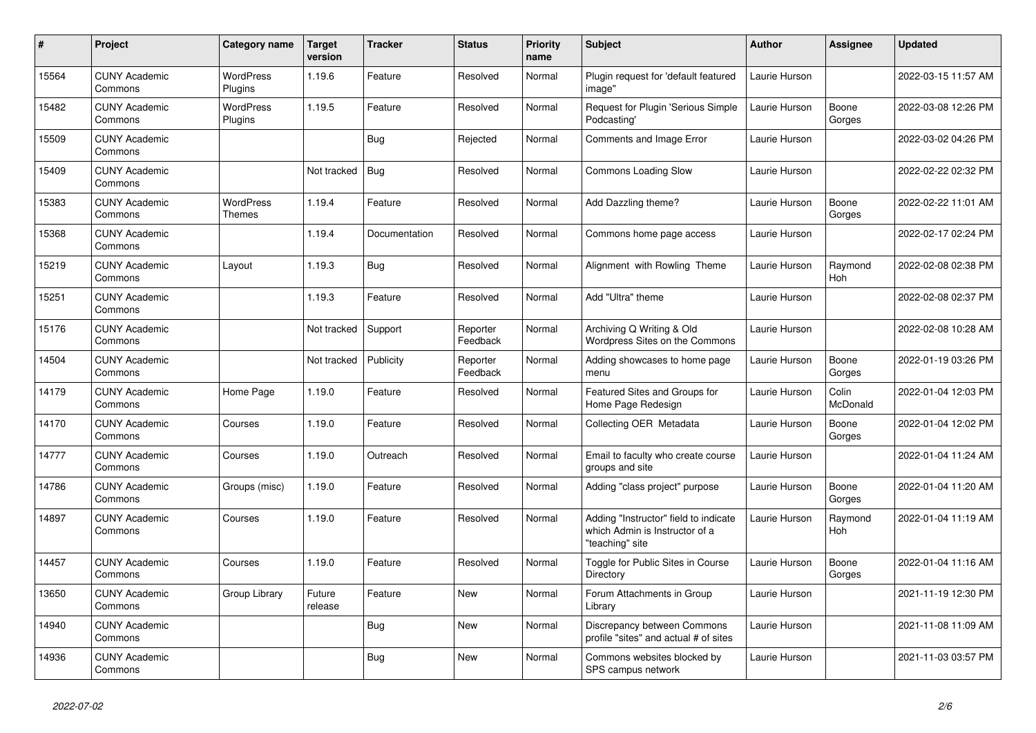| # | Project | Category name | Target version | Tracker | Status | Priority name | Subject | Author | Assignee | Updated |
|---|---|---|---|---|---|---|---|---|---|---|
| 15564 | CUNY Academic Commons | WordPress Plugins | 1.19.6 | Feature | Resolved | Normal | Plugin request for 'default featured image" | Laurie Hurson | | 2022-03-15 11:57 AM |
| 15482 | CUNY Academic Commons | WordPress Plugins | 1.19.5 | Feature | Resolved | Normal | Request for Plugin 'Serious Simple Podcasting' | Laurie Hurson | Boone Gorges | 2022-03-08 12:26 PM |
| 15509 | CUNY Academic Commons | | | Bug | Rejected | Normal | Comments and Image Error | Laurie Hurson | | 2022-03-02 04:26 PM |
| 15409 | CUNY Academic Commons | | Not tracked | Bug | Resolved | Normal | Commons Loading Slow | Laurie Hurson | | 2022-02-22 02:32 PM |
| 15383 | CUNY Academic Commons | WordPress Themes | 1.19.4 | Feature | Resolved | Normal | Add Dazzling theme? | Laurie Hurson | Boone Gorges | 2022-02-22 11:01 AM |
| 15368 | CUNY Academic Commons | | 1.19.4 | Documentation | Resolved | Normal | Commons home page access | Laurie Hurson | | 2022-02-17 02:24 PM |
| 15219 | CUNY Academic Commons | Layout | 1.19.3 | Bug | Resolved | Normal | Alignment with Rowling Theme | Laurie Hurson | Raymond Hoh | 2022-02-08 02:38 PM |
| 15251 | CUNY Academic Commons | | 1.19.3 | Feature | Resolved | Normal | Add "Ultra" theme | Laurie Hurson | | 2022-02-08 02:37 PM |
| 15176 | CUNY Academic Commons | | Not tracked | Support | Reporter Feedback | Normal | Archiving Q Writing & Old Wordpress Sites on the Commons | Laurie Hurson | | 2022-02-08 10:28 AM |
| 14504 | CUNY Academic Commons | | Not tracked | Publicity | Reporter Feedback | Normal | Adding showcases to home page menu | Laurie Hurson | Boone Gorges | 2022-01-19 03:26 PM |
| 14179 | CUNY Academic Commons | Home Page | 1.19.0 | Feature | Resolved | Normal | Featured Sites and Groups for Home Page Redesign | Laurie Hurson | Colin McDonald | 2022-01-04 12:03 PM |
| 14170 | CUNY Academic Commons | Courses | 1.19.0 | Feature | Resolved | Normal | Collecting OER Metadata | Laurie Hurson | Boone Gorges | 2022-01-04 12:02 PM |
| 14777 | CUNY Academic Commons | Courses | 1.19.0 | Outreach | Resolved | Normal | Email to faculty who create course groups and site | Laurie Hurson | | 2022-01-04 11:24 AM |
| 14786 | CUNY Academic Commons | Groups (misc) | 1.19.0 | Feature | Resolved | Normal | Adding "class project" purpose | Laurie Hurson | Boone Gorges | 2022-01-04 11:20 AM |
| 14897 | CUNY Academic Commons | Courses | 1.19.0 | Feature | Resolved | Normal | Adding "Instructor" field to indicate which Admin is Instructor of a "teaching" site | Laurie Hurson | Raymond Hoh | 2022-01-04 11:19 AM |
| 14457 | CUNY Academic Commons | Courses | 1.19.0 | Feature | Resolved | Normal | Toggle for Public Sites in Course Directory | Laurie Hurson | Boone Gorges | 2022-01-04 11:16 AM |
| 13650 | CUNY Academic Commons | Group Library | Future release | Feature | New | Normal | Forum Attachments in Group Library | Laurie Hurson | | 2021-11-19 12:30 PM |
| 14940 | CUNY Academic Commons | | | Bug | New | Normal | Discrepancy between Commons profile "sites" and actual # of sites | Laurie Hurson | | 2021-11-08 11:09 AM |
| 14936 | CUNY Academic Commons | | | Bug | New | Normal | Commons websites blocked by SPS campus network | Laurie Hurson | | 2021-11-03 03:57 PM |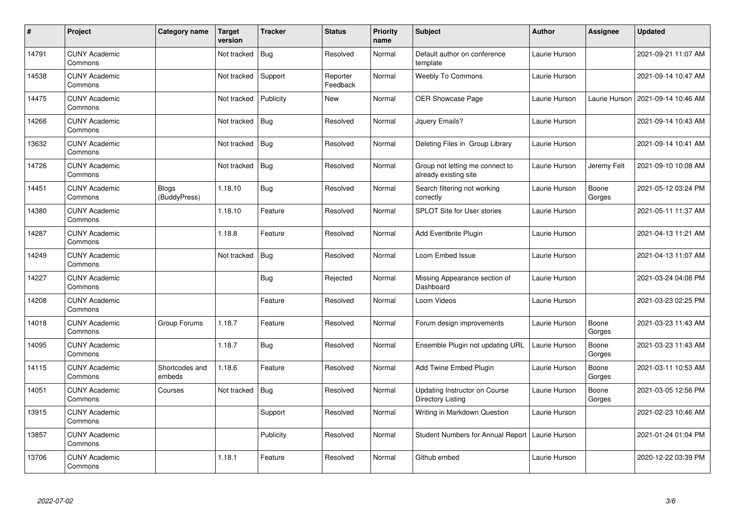| # | Project | Category name | Target version | Tracker | Status | Priority name | Subject | Author | Assignee | Updated |
|---|---|---|---|---|---|---|---|---|---|---|
| 14791 | CUNY Academic Commons | | Not tracked | Bug | Resolved | Normal | Default author on conference template | Laurie Hurson | | 2021-09-21 11:07 AM |
| 14538 | CUNY Academic Commons | | Not tracked | Support | Reporter Feedback | Normal | Weebly To Commons | Laurie Hurson | | 2021-09-14 10:47 AM |
| 14475 | CUNY Academic Commons | | Not tracked | Publicity | New | Normal | OER Showcase Page | Laurie Hurson | Laurie Hurson | 2021-09-14 10:46 AM |
| 14266 | CUNY Academic Commons | | Not tracked | Bug | Resolved | Normal | Jquery Emails? | Laurie Hurson | | 2021-09-14 10:43 AM |
| 13632 | CUNY Academic Commons | | Not tracked | Bug | Resolved | Normal | Deleting Files in Group Library | Laurie Hurson | | 2021-09-14 10:41 AM |
| 14726 | CUNY Academic Commons | | Not tracked | Bug | Resolved | Normal | Group not letting me connect to already existing site | Laurie Hurson | Jeremy Felt | 2021-09-10 10:08 AM |
| 14451 | CUNY Academic Commons | Blogs (BuddyPress) | 1.18.10 | Bug | Resolved | Normal | Search filtering not working correctly | Laurie Hurson | Boone Gorges | 2021-05-12 03:24 PM |
| 14380 | CUNY Academic Commons | | 1.18.10 | Feature | Resolved | Normal | SPLOT Site for User stories | Laurie Hurson | | 2021-05-11 11:37 AM |
| 14287 | CUNY Academic Commons | | 1.18.8 | Feature | Resolved | Normal | Add Eventbrite Plugin | Laurie Hurson | | 2021-04-13 11:21 AM |
| 14249 | CUNY Academic Commons | | Not tracked | Bug | Resolved | Normal | Loom Embed Issue | Laurie Hurson | | 2021-04-13 11:07 AM |
| 14227 | CUNY Academic Commons | | | Bug | Rejected | Normal | Missing Appearance section of Dashboard | Laurie Hurson | | 2021-03-24 04:08 PM |
| 14208 | CUNY Academic Commons | | | Feature | Resolved | Normal | Loom Videos | Laurie Hurson | | 2021-03-23 02:25 PM |
| 14018 | CUNY Academic Commons | Group Forums | 1.18.7 | Feature | Resolved | Normal | Forum design improvements | Laurie Hurson | Boone Gorges | 2021-03-23 11:43 AM |
| 14095 | CUNY Academic Commons | | 1.18.7 | Bug | Resolved | Normal | Ensemble Plugin not updating URL | Laurie Hurson | Boone Gorges | 2021-03-23 11:43 AM |
| 14115 | CUNY Academic Commons | Shortcodes and embeds | 1.18.6 | Feature | Resolved | Normal | Add Twine Embed Plugin | Laurie Hurson | Boone Gorges | 2021-03-11 10:53 AM |
| 14051 | CUNY Academic Commons | Courses | Not tracked | Bug | Resolved | Normal | Updating Instructor on Course Directory Listing | Laurie Hurson | Boone Gorges | 2021-03-05 12:56 PM |
| 13915 | CUNY Academic Commons | | | Support | Resolved | Normal | Writing in Markdown Question | Laurie Hurson | | 2021-02-23 10:46 AM |
| 13857 | CUNY Academic Commons | | | Publicity | Resolved | Normal | Student Numbers for Annual Report | Laurie Hurson | | 2021-01-24 01:04 PM |
| 13706 | CUNY Academic Commons | | 1.18.1 | Feature | Resolved | Normal | Github embed | Laurie Hurson | | 2020-12-22 03:39 PM |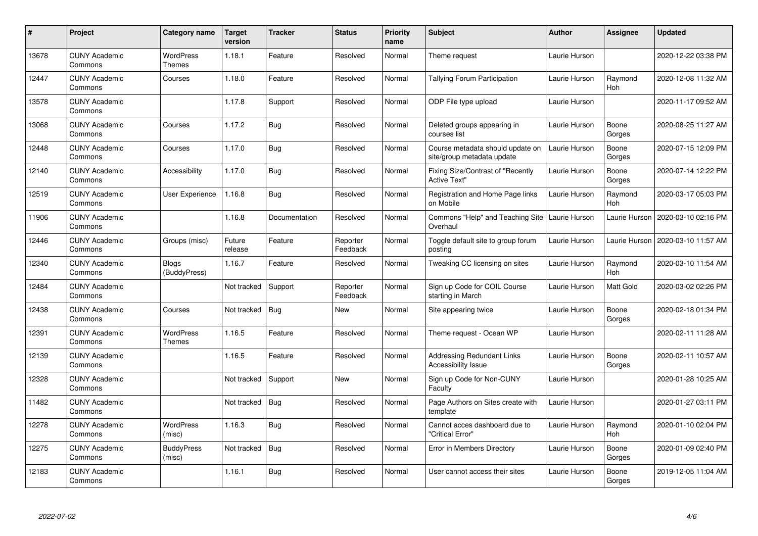| # | Project | Category name | Target version | Tracker | Status | Priority name | Subject | Author | Assignee | Updated |
|---|---|---|---|---|---|---|---|---|---|---|
| 13678 | CUNY Academic Commons | WordPress Themes | 1.18.1 | Feature | Resolved | Normal | Theme request | Laurie Hurson | | 2020-12-22 03:38 PM |
| 12447 | CUNY Academic Commons | Courses | 1.18.0 | Feature | Resolved | Normal | Tallying Forum Participation | Laurie Hurson | Raymond Hoh | 2020-12-08 11:32 AM |
| 13578 | CUNY Academic Commons | | 1.17.8 | Support | Resolved | Normal | ODP File type upload | Laurie Hurson | | 2020-11-17 09:52 AM |
| 13068 | CUNY Academic Commons | Courses | 1.17.2 | Bug | Resolved | Normal | Deleted groups appearing in courses list | Laurie Hurson | Boone Gorges | 2020-08-25 11:27 AM |
| 12448 | CUNY Academic Commons | Courses | 1.17.0 | Bug | Resolved | Normal | Course metadata should update on site/group metadata update | Laurie Hurson | Boone Gorges | 2020-07-15 12:09 PM |
| 12140 | CUNY Academic Commons | Accessibility | 1.17.0 | Bug | Resolved | Normal | Fixing Size/Contrast of "Recently Active Text" | Laurie Hurson | Boone Gorges | 2020-07-14 12:22 PM |
| 12519 | CUNY Academic Commons | User Experience | 1.16.8 | Bug | Resolved | Normal | Registration and Home Page links on Mobile | Laurie Hurson | Raymond Hoh | 2020-03-17 05:03 PM |
| 11906 | CUNY Academic Commons | | 1.16.8 | Documentation | Resolved | Normal | Commons "Help" and Teaching Site Overhaul | Laurie Hurson | Laurie Hurson | 2020-03-10 02:16 PM |
| 12446 | CUNY Academic Commons | Groups (misc) | Future release | Feature | Reporter Feedback | Normal | Toggle default site to group forum posting | Laurie Hurson | Laurie Hurson | 2020-03-10 11:57 AM |
| 12340 | CUNY Academic Commons | Blogs (BuddyPress) | 1.16.7 | Feature | Resolved | Normal | Tweaking CC licensing on sites | Laurie Hurson | Raymond Hoh | 2020-03-10 11:54 AM |
| 12484 | CUNY Academic Commons | | Not tracked | Support | Reporter Feedback | Normal | Sign up Code for COIL Course starting in March | Laurie Hurson | Matt Gold | 2020-03-02 02:26 PM |
| 12438 | CUNY Academic Commons | Courses | Not tracked | Bug | New | Normal | Site appearing twice | Laurie Hurson | Boone Gorges | 2020-02-18 01:34 PM |
| 12391 | CUNY Academic Commons | WordPress Themes | 1.16.5 | Feature | Resolved | Normal | Theme request - Ocean WP | Laurie Hurson | | 2020-02-11 11:28 AM |
| 12139 | CUNY Academic Commons | | 1.16.5 | Feature | Resolved | Normal | Addressing Redundant Links Accessibility Issue | Laurie Hurson | Boone Gorges | 2020-02-11 10:57 AM |
| 12328 | CUNY Academic Commons | | Not tracked | Support | New | Normal | Sign up Code for Non-CUNY Faculty | Laurie Hurson | | 2020-01-28 10:25 AM |
| 11482 | CUNY Academic Commons | | Not tracked | Bug | Resolved | Normal | Page Authors on Sites create with template | Laurie Hurson | | 2020-01-27 03:11 PM |
| 12278 | CUNY Academic Commons | WordPress (misc) | 1.16.3 | Bug | Resolved | Normal | Cannot acces dashboard due to "Critical Error" | Laurie Hurson | Raymond Hoh | 2020-01-10 02:04 PM |
| 12275 | CUNY Academic Commons | BuddyPress (misc) | Not tracked | Bug | Resolved | Normal | Error in Members Directory | Laurie Hurson | Boone Gorges | 2020-01-09 02:40 PM |
| 12183 | CUNY Academic Commons | | 1.16.1 | Bug | Resolved | Normal | User cannot access their sites | Laurie Hurson | Boone Gorges | 2019-12-05 11:04 AM |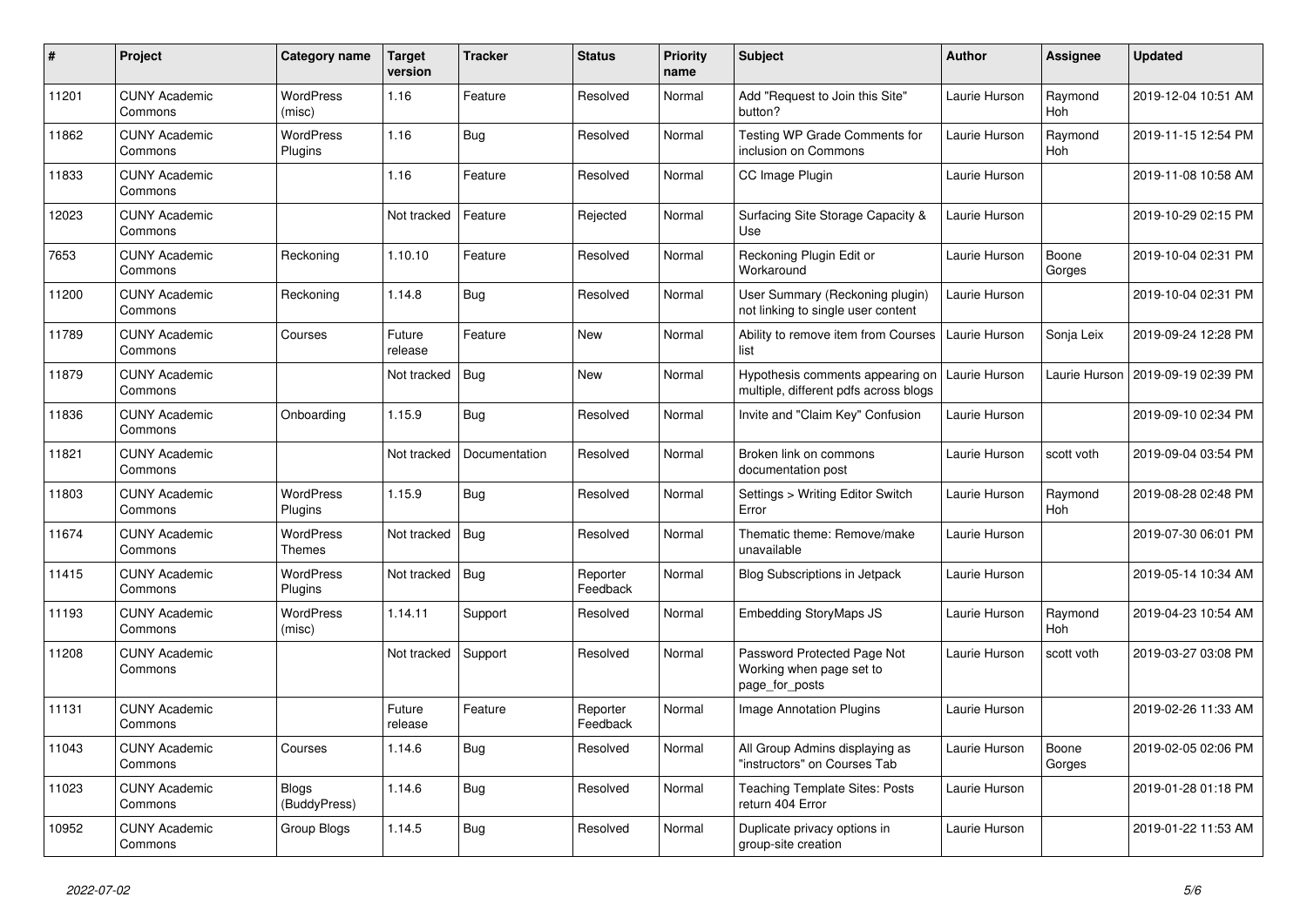| # | Project | Category name | Target version | Tracker | Status | Priority name | Subject | Author | Assignee | Updated |
|---|---|---|---|---|---|---|---|---|---|---|
| 11201 | CUNY Academic Commons | WordPress (misc) | 1.16 | Feature | Resolved | Normal | Add "Request to Join this Site" button? | Laurie Hurson | Raymond Hoh | 2019-12-04 10:51 AM |
| 11862 | CUNY Academic Commons | WordPress Plugins | 1.16 | Bug | Resolved | Normal | Testing WP Grade Comments for inclusion on Commons | Laurie Hurson | Raymond Hoh | 2019-11-15 12:54 PM |
| 11833 | CUNY Academic Commons | | 1.16 | Feature | Resolved | Normal | CC Image Plugin | Laurie Hurson | | 2019-11-08 10:58 AM |
| 12023 | CUNY Academic Commons | | Not tracked | Feature | Rejected | Normal | Surfacing Site Storage Capacity & Use | Laurie Hurson | | 2019-10-29 02:15 PM |
| 7653 | CUNY Academic Commons | Reckoning | 1.10.10 | Feature | Resolved | Normal | Reckoning Plugin Edit or Workaround | Laurie Hurson | Boone Gorges | 2019-10-04 02:31 PM |
| 11200 | CUNY Academic Commons | Reckoning | 1.14.8 | Bug | Resolved | Normal | User Summary (Reckoning plugin) not linking to single user content | Laurie Hurson | | 2019-10-04 02:31 PM |
| 11789 | CUNY Academic Commons | Courses | Future release | Feature | New | Normal | Ability to remove item from Courses list | Laurie Hurson | Sonja Leix | 2019-09-24 12:28 PM |
| 11879 | CUNY Academic Commons | | Not tracked | Bug | New | Normal | Hypothesis comments appearing on multiple, different pdfs across blogs | Laurie Hurson | Laurie Hurson | 2019-09-19 02:39 PM |
| 11836 | CUNY Academic Commons | Onboarding | 1.15.9 | Bug | Resolved | Normal | Invite and "Claim Key" Confusion | Laurie Hurson | | 2019-09-10 02:34 PM |
| 11821 | CUNY Academic Commons | | Not tracked | Documentation | Resolved | Normal | Broken link on commons documentation post | Laurie Hurson | scott voth | 2019-09-04 03:54 PM |
| 11803 | CUNY Academic Commons | WordPress Plugins | 1.15.9 | Bug | Resolved | Normal | Settings > Writing Editor Switch Error | Laurie Hurson | Raymond Hoh | 2019-08-28 02:48 PM |
| 11674 | CUNY Academic Commons | WordPress Themes | Not tracked | Bug | Resolved | Normal | Thematic theme: Remove/make unavailable | Laurie Hurson | | 2019-07-30 06:01 PM |
| 11415 | CUNY Academic Commons | WordPress Plugins | Not tracked | Bug | Reporter Feedback | Normal | Blog Subscriptions in Jetpack | Laurie Hurson | | 2019-05-14 10:34 AM |
| 11193 | CUNY Academic Commons | WordPress (misc) | 1.14.11 | Support | Resolved | Normal | Embedding StoryMaps JS | Laurie Hurson | Raymond Hoh | 2019-04-23 10:54 AM |
| 11208 | CUNY Academic Commons | | Not tracked | Support | Resolved | Normal | Password Protected Page Not Working when page set to page_for_posts | Laurie Hurson | scott voth | 2019-03-27 03:08 PM |
| 11131 | CUNY Academic Commons | | Future release | Feature | Reporter Feedback | Normal | Image Annotation Plugins | Laurie Hurson | | 2019-02-26 11:33 AM |
| 11043 | CUNY Academic Commons | Courses | 1.14.6 | Bug | Resolved | Normal | All Group Admins displaying as "instructors" on Courses Tab | Laurie Hurson | Boone Gorges | 2019-02-05 02:06 PM |
| 11023 | CUNY Academic Commons | Blogs (BuddyPress) | 1.14.6 | Bug | Resolved | Normal | Teaching Template Sites: Posts return 404 Error | Laurie Hurson | | 2019-01-28 01:18 PM |
| 10952 | CUNY Academic Commons | Group Blogs | 1.14.5 | Bug | Resolved | Normal | Duplicate privacy options in group-site creation | Laurie Hurson | | 2019-01-22 11:53 AM |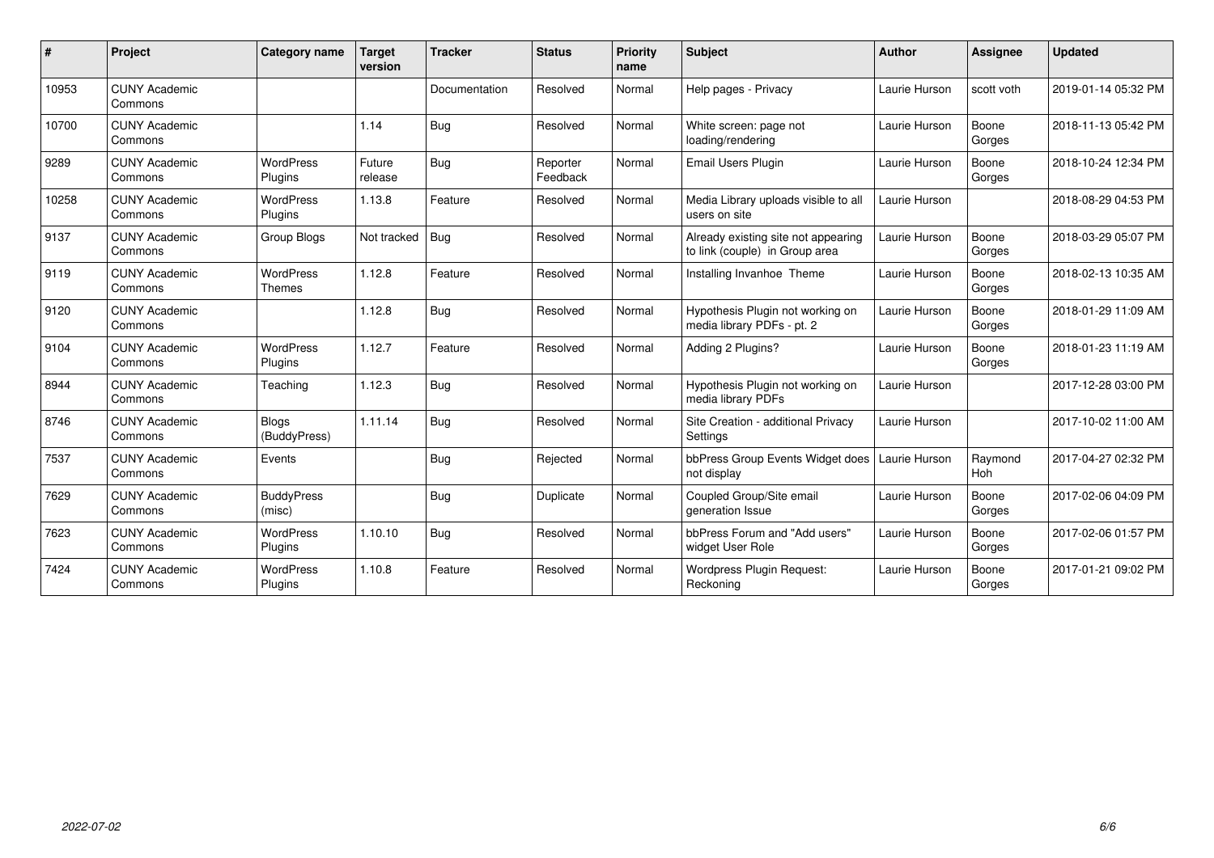| # | Project | Category name | Target version | Tracker | Status | Priority name | Subject | Author | Assignee | Updated |
|---|---|---|---|---|---|---|---|---|---|---|
| 10953 | CUNY Academic Commons | | | Documentation | Resolved | Normal | Help pages - Privacy | Laurie Hurson | scott voth | 2019-01-14 05:32 PM |
| 10700 | CUNY Academic Commons | | 1.14 | Bug | Resolved | Normal | White screen: page not loading/rendering | Laurie Hurson | Boone Gorges | 2018-11-13 05:42 PM |
| 9289 | CUNY Academic Commons | WordPress Plugins | Future release | Bug | Reporter Feedback | Normal | Email Users Plugin | Laurie Hurson | Boone Gorges | 2018-10-24 12:34 PM |
| 10258 | CUNY Academic Commons | WordPress Plugins | 1.13.8 | Feature | Resolved | Normal | Media Library uploads visible to all users on site | Laurie Hurson | | 2018-08-29 04:53 PM |
| 9137 | CUNY Academic Commons | Group Blogs | Not tracked | Bug | Resolved | Normal | Already existing site not appearing to link (couple) in Group area | Laurie Hurson | Boone Gorges | 2018-03-29 05:07 PM |
| 9119 | CUNY Academic Commons | WordPress Themes | 1.12.8 | Feature | Resolved | Normal | Installing Invanhoe Theme | Laurie Hurson | Boone Gorges | 2018-02-13 10:35 AM |
| 9120 | CUNY Academic Commons | | 1.12.8 | Bug | Resolved | Normal | Hypothesis Plugin not working on media library PDFs - pt. 2 | Laurie Hurson | Boone Gorges | 2018-01-29 11:09 AM |
| 9104 | CUNY Academic Commons | WordPress Plugins | 1.12.7 | Feature | Resolved | Normal | Adding 2 Plugins? | Laurie Hurson | Boone Gorges | 2018-01-23 11:19 AM |
| 8944 | CUNY Academic Commons | Teaching | 1.12.3 | Bug | Resolved | Normal | Hypothesis Plugin not working on media library PDFs | Laurie Hurson | | 2017-12-28 03:00 PM |
| 8746 | CUNY Academic Commons | Blogs (BuddyPress) | 1.11.14 | Bug | Resolved | Normal | Site Creation - additional Privacy Settings | Laurie Hurson | | 2017-10-02 11:00 AM |
| 7537 | CUNY Academic Commons | Events | | Bug | Rejected | Normal | bbPress Group Events Widget does not display | Laurie Hurson | Raymond Hoh | 2017-04-27 02:32 PM |
| 7629 | CUNY Academic Commons | BuddyPress (misc) | | Bug | Duplicate | Normal | Coupled Group/Site email generation Issue | Laurie Hurson | Boone Gorges | 2017-02-06 04:09 PM |
| 7623 | CUNY Academic Commons | WordPress Plugins | 1.10.10 | Bug | Resolved | Normal | bbPress Forum and "Add users" widget User Role | Laurie Hurson | Boone Gorges | 2017-02-06 01:57 PM |
| 7424 | CUNY Academic Commons | WordPress Plugins | 1.10.8 | Feature | Resolved | Normal | Wordpress Plugin Request: Reckoning | Laurie Hurson | Boone Gorges | 2017-01-21 09:02 PM |